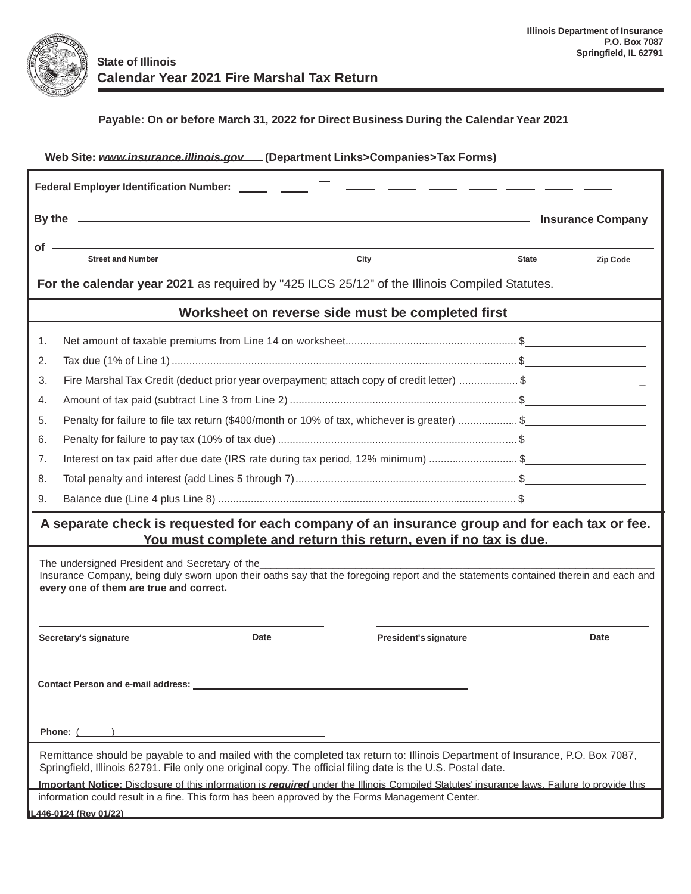Illinois Department of Insurance
P.O. Box 7087
Springfield, IL 62791

State of Illinois

# Calendar Year 2021 Fire Marshal Tax Return

**Payable: On or before March 31, 2022 for Direct Business During the Calendar Year 2021**

**Web Site: www.insurance.illinois.gov (Department Links>Companies>Tax Forms)**

**Federal Employer Identification Number:** ____ ____ – ____ ____ ____ ____ ____ ____ ____

**By the** ______________________________________________ **Insurance Company**

**of** ______________________________________________

Street and Number | City | State | Zip Code

**For the calendar year 2021** as required by "425 ILCS 25/12" of the Illinois Compiled Statutes.

## Worksheet on reverse side must be completed first

1. Net amount of taxable premiums from Line 14 on worksheet.......................................................... $__________
2. Tax due (1% of Line 1)................................................................................................................ $__________
3. Fire Marshal Tax Credit (deduct prior year overpayment; attach copy of credit letter) .................... $__________
4. Amount of tax paid (subtract Line 3 from Line 2) ............................................................................ $__________
5. Penalty for failure to file tax return ($400/month or 10% of tax, whichever is greater) .................... $__________
6. Penalty for failure to pay tax (10% of tax due) ................................................................................ $__________
7. Interest on tax paid after due date (IRS rate during tax period, 12% minimum) .............................. $__________
8. Total penalty and interest (add Lines 5 through 7)........................................................................... $__________
9. Balance due (Line 4 plus Line 8) ..................................................................................................... $__________

**A separate check is requested for each company of an insurance group and for each tax or fee. You must complete and return this return, even if no tax is due.**

The undersigned President and Secretary of the______________________________________________ Insurance Company, being duly sworn upon their oaths say that the foregoing report and the statements contained therein and each and **every one of them are true and correct.**

______________________________ ______________________________

**Secretary's signature** **Date** **President's signature** **Date**

**Contact Person and e-mail address:** ______________________________

**Phone:** (      ) ______________________________

Remittance should be payable to and mailed with the completed tax return to: Illinois Department of Insurance, P.O. Box 7087, Springfield, Illinois 62791. File only one original copy. The official filing date is the U.S. Postal date.

**Important Notice:** Disclosure of this information is ***required*** under the Illinois Compiled Statutes' insurance laws. Failure to provide this information could result in a fine. This form has been approved by the Forms Management Center.

IL446-0124 (Rev 01/22)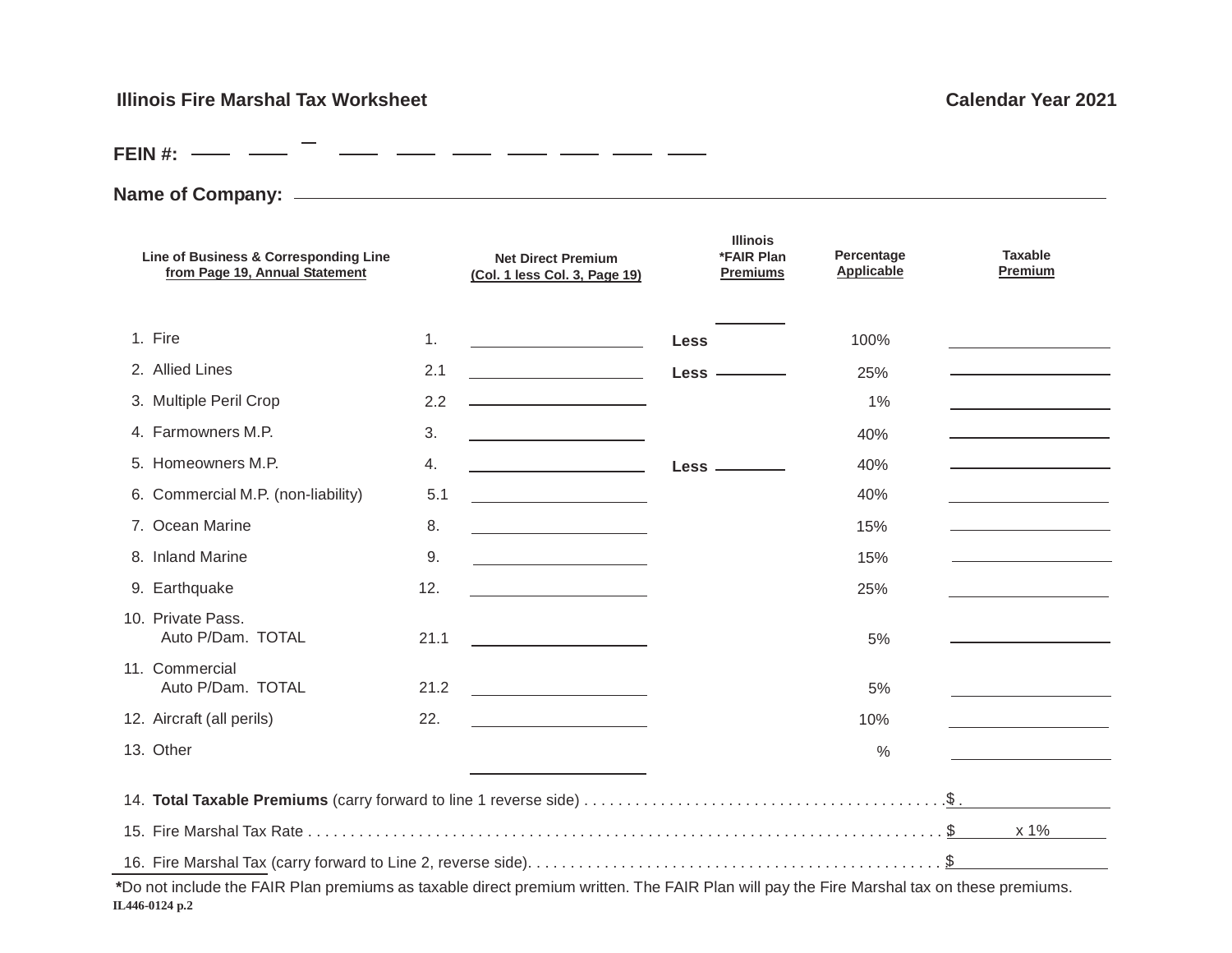**Illinois Fire Marshal Tax Worksheet** **Calendar Year 2021**

**FEIN #:** ___ ___ – ___ ___ ___ ___ ___ ___ ___

**Name of Company:** ______________________________

| Line of Business & Corresponding Line from Page 19, Annual Statement | | Net Direct Premium (Col. 1 less Col. 3, Page 19) | | Illinois *FAIR Plan Premiums | Percentage Applicable | Taxable Premium |
|---|---|---|---|---|---|---|
| 1. Fire | 1. | | Less | | 100% | |
| 2. Allied Lines | 2.1 | | Less | | 25% | |
| 3. Multiple Peril Crop | 2.2 | | | | 1% | |
| 4. Farmowners M.P. | 3. | | | | 40% | |
| 5. Homeowners M.P. | 4. | | Less | | 40% | |
| 6. Commercial M.P. (non-liability) | 5.1 | | | | 40% | |
| 7. Ocean Marine | 8. | | | | 15% | |
| 8. Inland Marine | 9. | | | | 15% | |
| 9. Earthquake | 12. | | | | 25% | |
| 10. Private Pass. Auto P/Dam. TOTAL | 21.1 | | | | 5% | |
| 11. Commercial Auto P/Dam. TOTAL | 21.2 | | | | 5% | |
| 12. Aircraft (all perils) | 22. | | | | 10% | |
| 13. Other | | | | | % | |

14. **Total Taxable Premiums** (carry forward to line 1 reverse side) . . . . . . . . . . $ .

15. Fire Marshal Tax Rate . . . . . . . . . . $ x 1%

16. Fire Marshal Tax (carry forward to Line 2, reverse side). . . . . . . . . . $

***Do not include the FAIR Plan premiums as taxable direct premium written. The FAIR Plan will pay the Fire Marshal tax on these premiums.**

IL446-0124 p.2